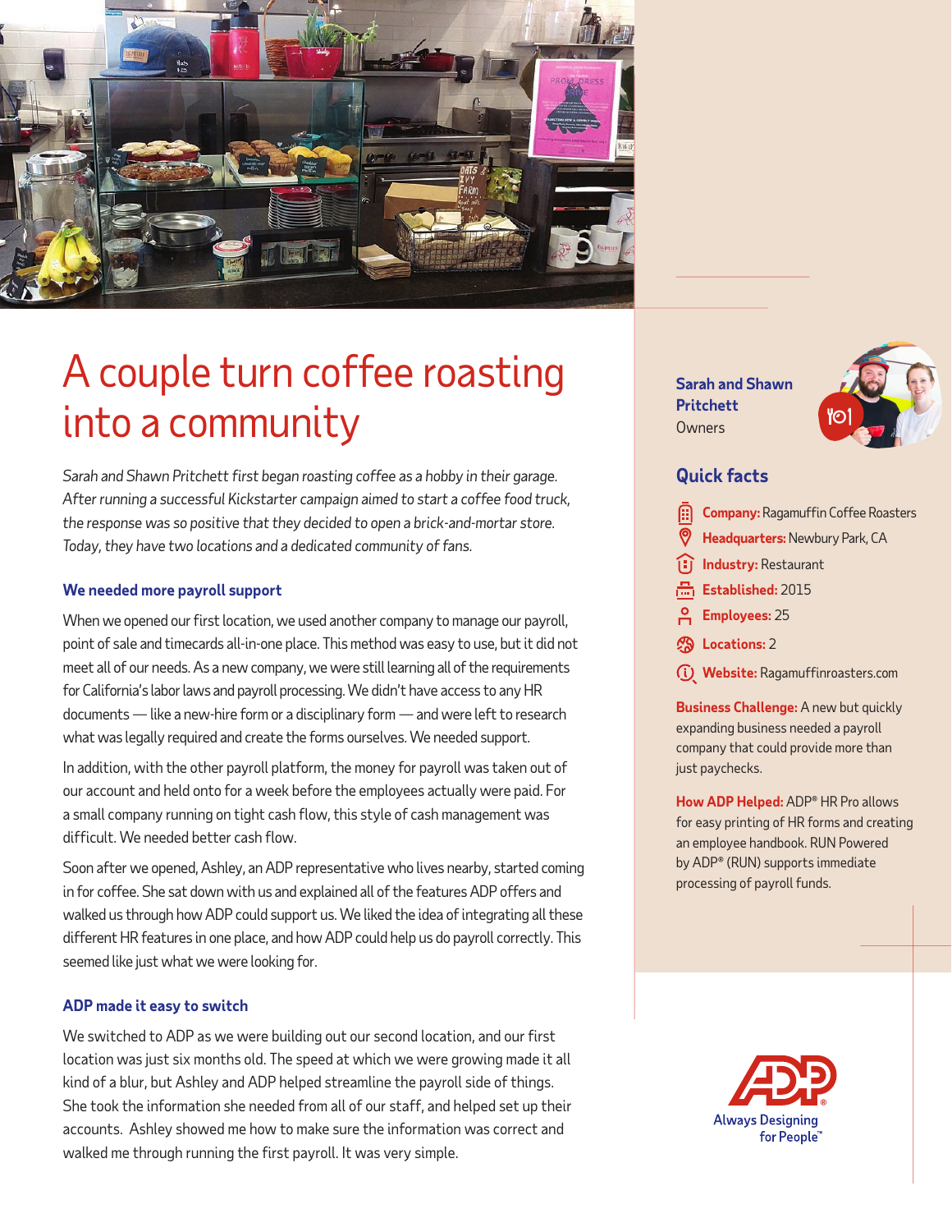# A couple turn coffee roasting into a community

*Sarah and Shawn Pritchett first began roasting coffee as a hobby in their garage. After running a successful Kickstarter campaign aimed to start a coffee food truck, the response was so positive that they decided to open a brick-and-mortar store. Today, they have two locations and a dedicated community of fans.*

### We needed more payroll support

When we opened our first location, we used another company to manage our payroll, point of sale and timecards all-in-one place. This method was easy to use, but it did not meet all of our needs. As a new company, we were still learning all of the requirements for California's labor laws and payroll processing. We didn't have access to any HR documents — like a new-hire form or a disciplinary form — and were left to research what was legally required and create the forms ourselves. We needed support.

In addition, with the other payroll platform, the money for payroll was taken out of our account and held onto for a week before the employees actually were paid. For a small company running on tight cash flow, this style of cash management was difficult. We needed better cash flow.

Soon after we opened, Ashley, an ADP representative who lives nearby, started coming in for coffee. She sat down with us and explained all of the features ADP offers and walked us through how ADP could support us. We liked the idea of integrating all these different HR features in one place, and how ADP could help us do payroll correctly. This seemed like just what we were looking for.

### ADP made it easy to switch

We switched to ADP as we were building out our second location, and our first location was just six months old. The speed at which we were growing made it all kind of a blur, but Ashley and ADP helped streamline the payroll side of things. She took the information she needed from all of our staff, and helped set up their accounts. Ashley showed me how to make sure the information was correct and walked me through running the first payroll. It was very simple.

**Sarah and Shawn Pritchett**
Owners

## Quick facts

- **Company:** Ragamuffin Coffee Roasters
- **Headquarters:** Newbury Park, CA
- **Industry:** Restaurant
- **Established:** 2015
- **Employees:** 25
- **Locations:** 2
- **Website:** Ragamuffinroasters.com

**Business Challenge:** A new but quickly expanding business needed a payroll company that could provide more than just paychecks.

**How ADP Helped:** ADP® HR Pro allows for easy printing of HR forms and creating an employee handbook. RUN Powered by ADP® (RUN) supports immediate processing of payroll funds.

ADP Always Designing for People™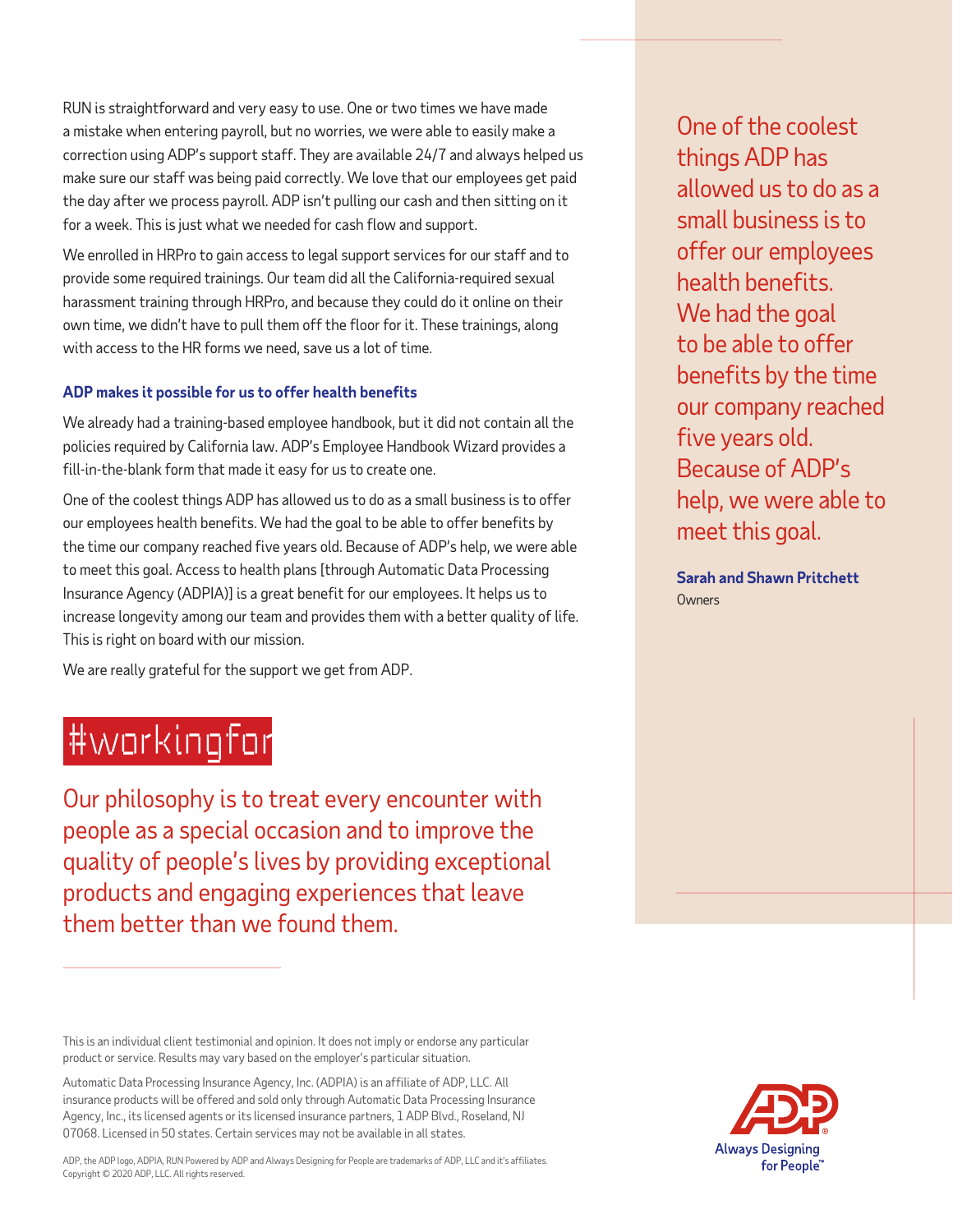RUN is straightforward and very easy to use. One or two times we have made a mistake when entering payroll, but no worries, we were able to easily make a correction using ADP's support staff. They are available 24/7 and always helped us make sure our staff was being paid correctly. We love that our employees get paid the day after we process payroll. ADP isn't pulling our cash and then sitting on it for a week. This is just what we needed for cash flow and support.

We enrolled in HRPro to gain access to legal support services for our staff and to provide some required trainings. Our team did all the California-required sexual harassment training through HRPro, and because they could do it online on their own time, we didn't have to pull them off the floor for it. These trainings, along with access to the HR forms we need, save us a lot of time.

### ADP makes it possible for us to offer health benefits

We already had a training-based employee handbook, but it did not contain all the policies required by California law. ADP's Employee Handbook Wizard provides a fill-in-the-blank form that made it easy for us to create one.

One of the coolest things ADP has allowed us to do as a small business is to offer our employees health benefits. We had the goal to be able to offer benefits by the time our company reached five years old. Because of ADP's help, we were able to meet this goal. Access to health plans [through Automatic Data Processing Insurance Agency (ADPIA)] is a great benefit for our employees. It helps us to increase longevity among our team and provides them with a better quality of life. This is right on board with our mission.

We are really grateful for the support we get from ADP.

> One of the coolest things ADP has allowed us to do as a small business is to offer our employees health benefits. We had the goal to be able to offer benefits by the time our company reached five years old. Because of ADP's help, we were able to meet this goal.
>
> **Sarah and Shawn Pritchett**
> Owners

## #workingfor

Our philosophy is to treat every encounter with people as a special occasion and to improve the quality of people's lives by providing exceptional products and engaging experiences that leave them better than we found them.

This is an individual client testimonial and opinion. It does not imply or endorse any particular product or service. Results may vary based on the employer's particular situation.

Automatic Data Processing Insurance Agency, Inc. (ADPIA) is an affiliate of ADP, LLC. All insurance products will be offered and sold only through Automatic Data Processing Insurance Agency, Inc., its licensed agents or its licensed insurance partners, 1 ADP Blvd., Roseland, NJ 07068. Licensed in 50 states. Certain services may not be available in all states.

ADP, the ADP logo, ADPIA, RUN Powered by ADP and Always Designing for People are trademarks of ADP, LLC and it's affiliates. Copyright © 2020 ADP, LLC. All rights reserved.

ADP® Always Designing for People™